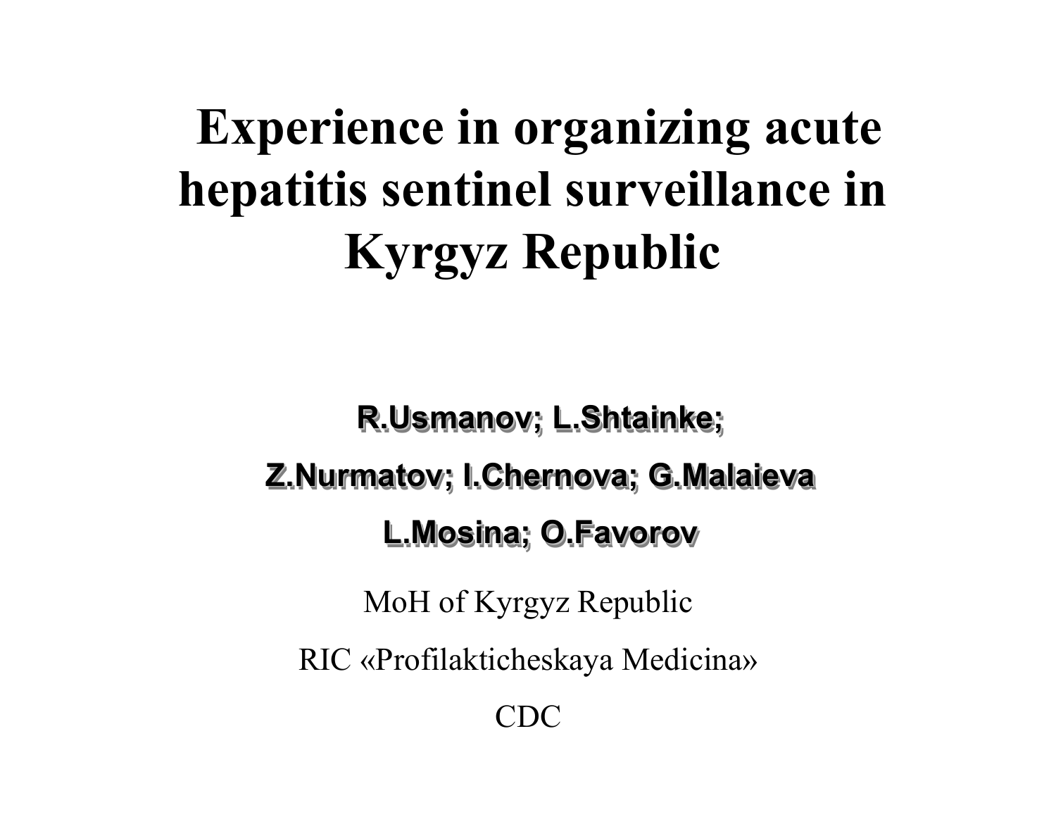# Experience in organizing acute hepatitis sentinel surveillance in Kyrgyz Republic

**R.Usmanov; L.Shtainke;**

**Z.Nurmatov; I.Chernova; G.Malaieva**

**L.Mosina; O.Favorov**

MoH of Kyrgyz Republic

RIC «Profilakticheskaya Medicina»

CDC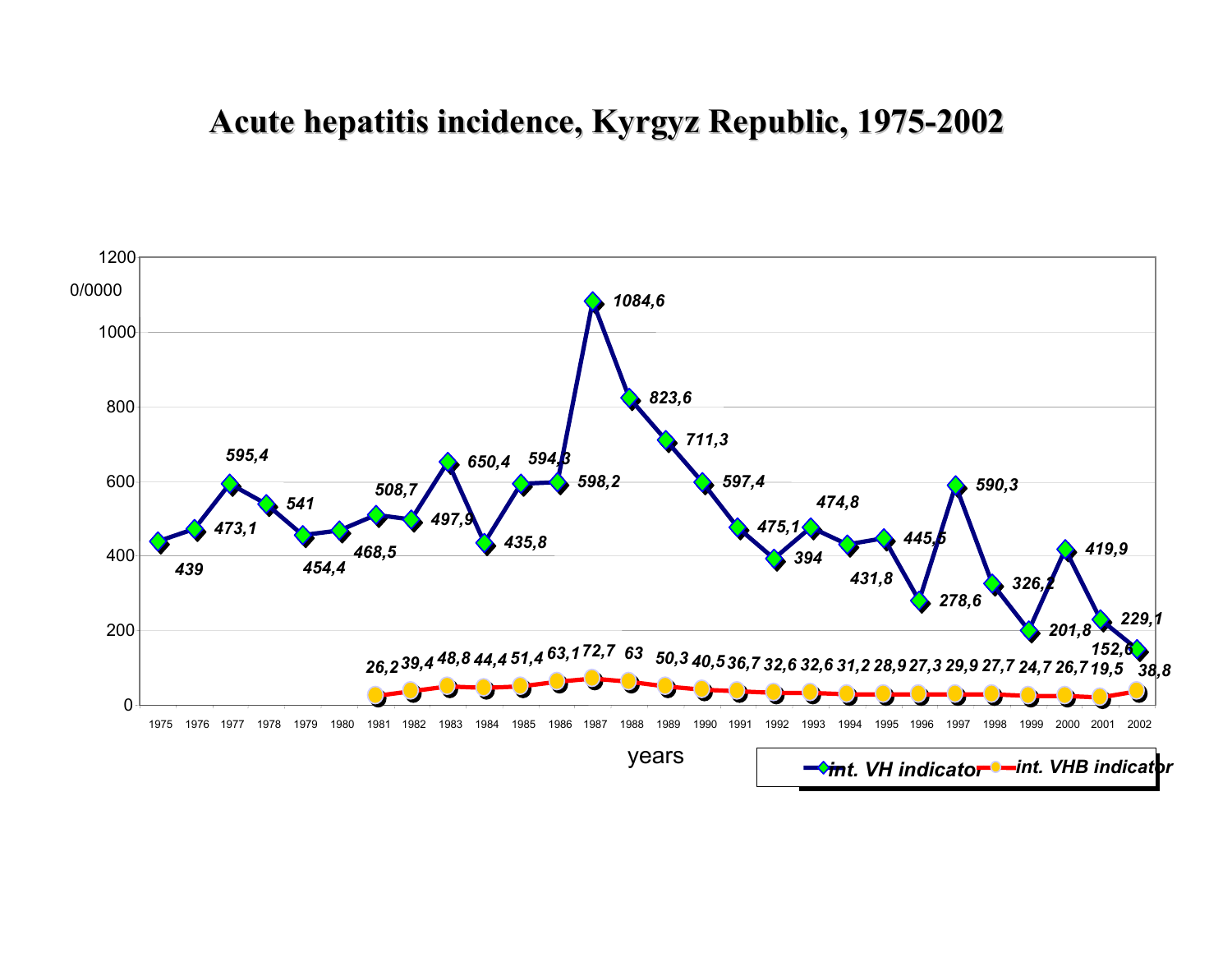# Acute hepatitis incidence, Kyrgyz Republic, 1975-2002

0/0000

| years | int. VH indicator | int. VHB indicator |
|---|---|---|
| 1975 | 439 | |
| 1976 | 473,1 | |
| 1977 | 595,4 | |
| 1978 | 541 | |
| 1979 | 454,4 | |
| 1980 | 468,5 | |
| 1981 | 508,7 | 26,2 |
| 1982 | 497,9 | 39,4 |
| 1983 | 650,4 | 48,8 |
| 1984 | 435,8 | 44,4 |
| 1985 | 594,3 | 51,4 |
| 1986 | 598,2 | 63,1 |
| 1987 | 1084,6 | 72,7 |
| 1988 | 823,6 | 63 |
| 1989 | 711,3 | 50,3 |
| 1990 | 597,4 | 40,5 |
| 1991 | 475,1 | 36,7 |
| 1992 | 394 | 32,6 |
| 1993 | 474,8 | 32,6 |
| 1994 | 431,8 | 31,2 |
| 1995 | 445,5 | 28,9 |
| 1996 | 278,6 | 27,3 |
| 1997 | 590,3 | 29,9 |
| 1998 | 326,2 | 27,7 |
| 1999 | 201,8 | 24,7 |
| 2000 | 419,9 | 26,7 |
| 2001 | 229,1 | 19,5 |
| 2002 | 152,6 | 38,8 |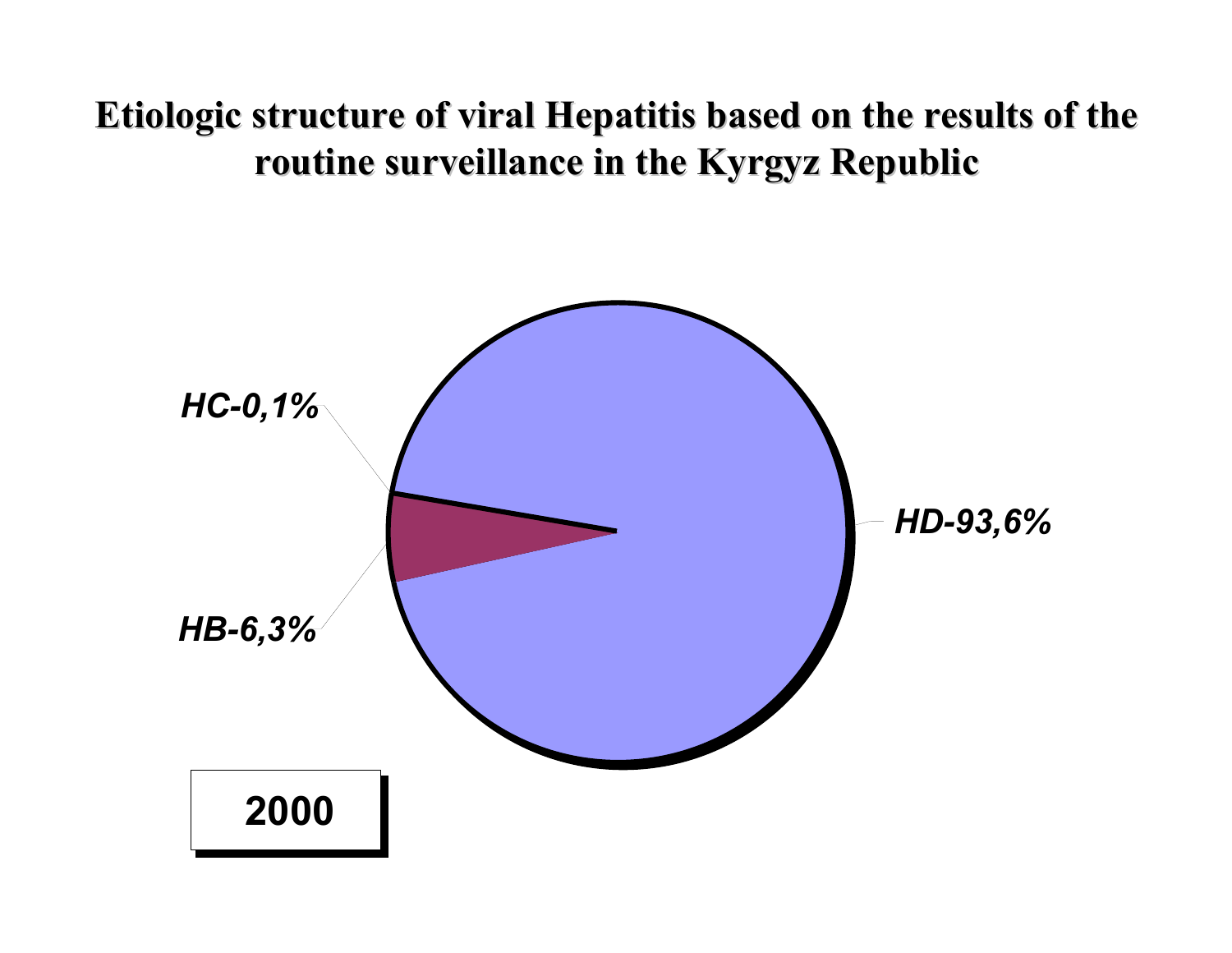# Etiologic structure of viral Hepatitis based on the results of the routine surveillance in the Kyrgyz Republic

*HC-0,1%*

*HD-93,6%*

*HB-6,3%*

**2000**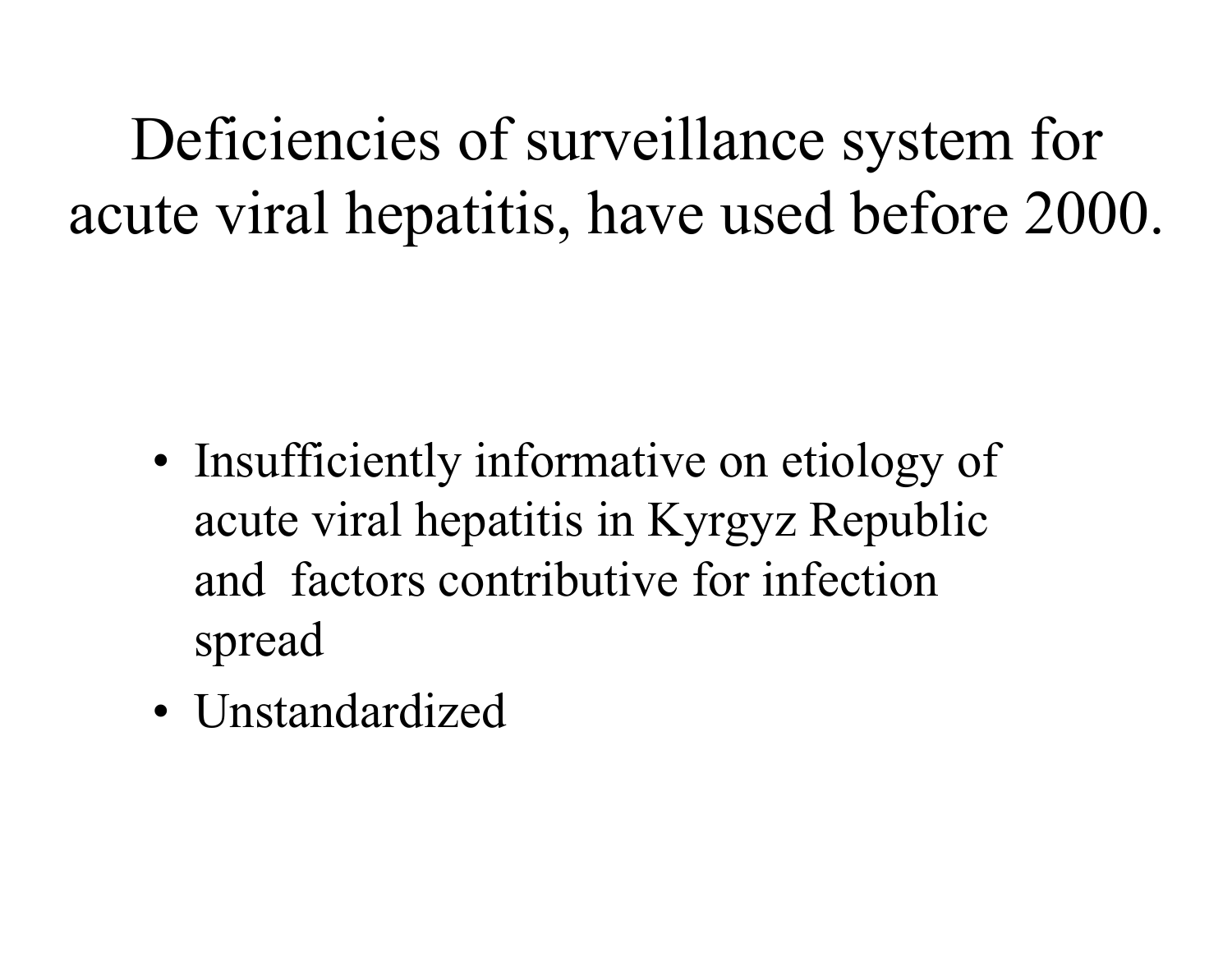# Deficiencies of surveillance system for acute viral hepatitis, have used before 2000.

- Insufficiently informative on etiology of acute viral hepatitis in Kyrgyz Republic and factors contributive for infection spread
- Unstandardized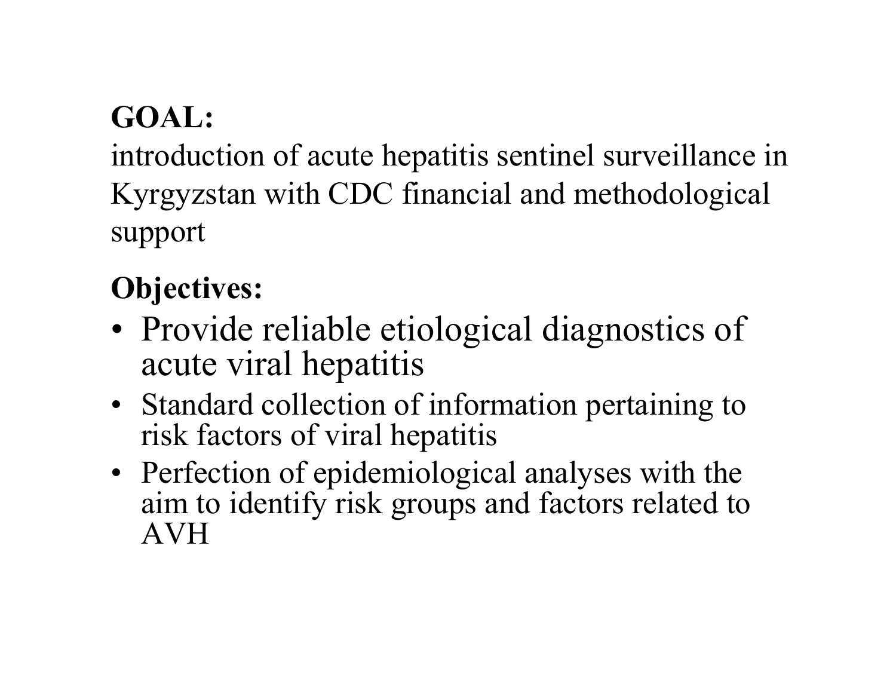**GOAL:**

introduction of acute hepatitis sentinel surveillance in Kyrgyzstan with CDC financial and methodological support

**Objectives:**

- Provide reliable etiological diagnostics of acute viral hepatitis
- Standard collection of information pertaining to risk factors of viral hepatitis
- Perfection of epidemiological analyses with the aim to identify risk groups and factors related to AVH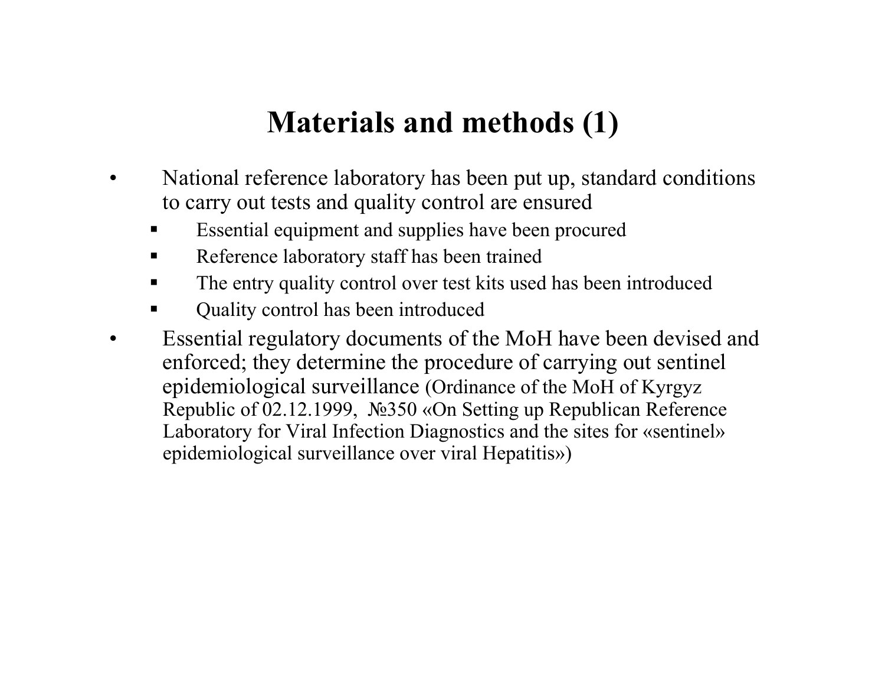# Materials and methods (1)

- National reference laboratory has been put up, standard conditions to carry out tests and quality control are ensured
  - Essential equipment and supplies have been procured
  - Reference laboratory staff has been trained
  - The entry quality control over test kits used has been introduced
  - Quality control has been introduced
- Essential regulatory documents of the MoH have been devised and enforced; they determine the procedure of carrying out sentinel epidemiological surveillance (Ordinance of the MoH of Kyrgyz Republic of 02.12.1999, №350 «On Setting up Republican Reference Laboratory for Viral Infection Diagnostics and the sites for «sentinel» epidemiological surveillance over viral Hepatitis»)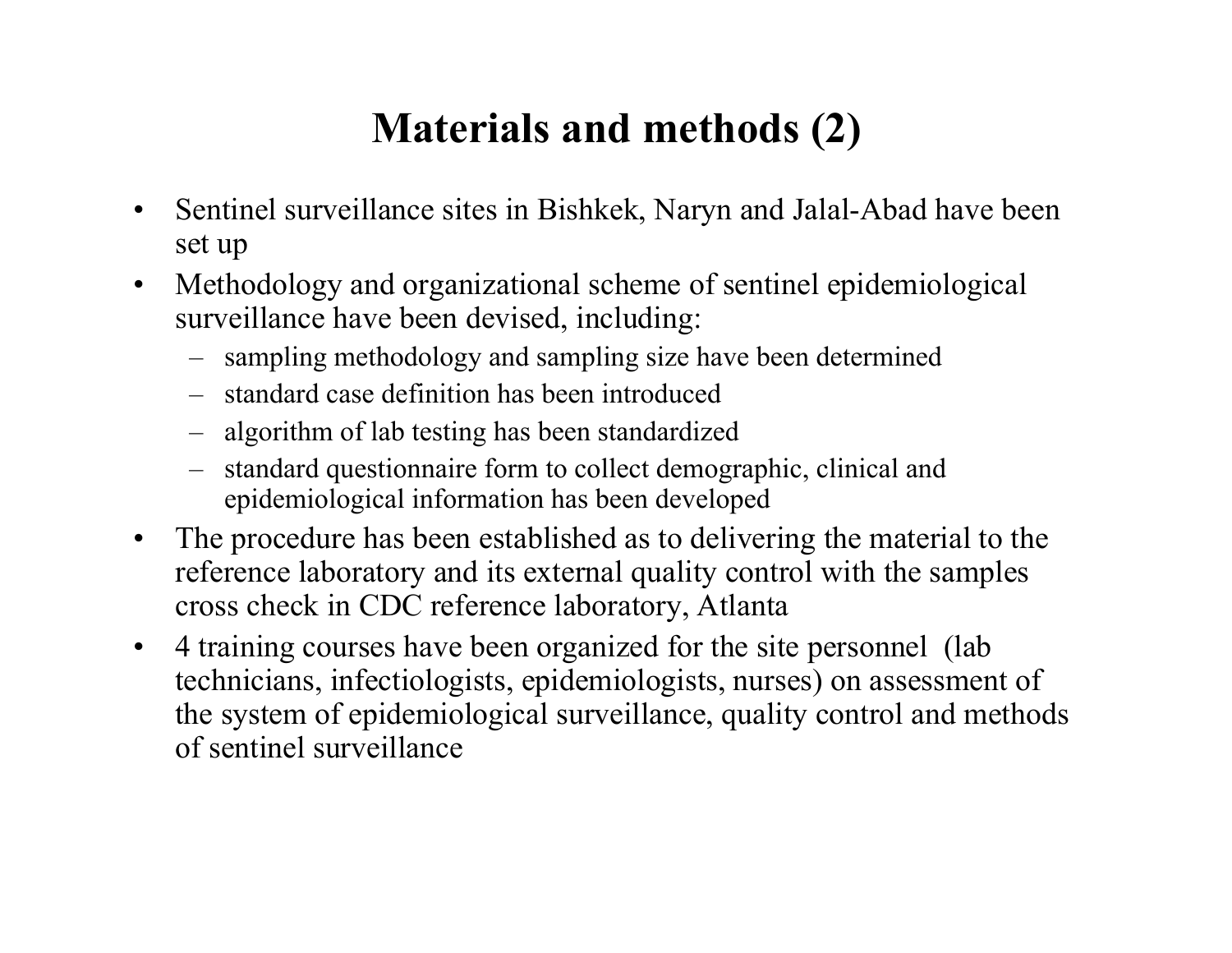# Materials and methods (2)

- Sentinel surveillance sites in Bishkek, Naryn and Jalal-Abad have been set up
- Methodology and organizational scheme of sentinel epidemiological surveillance have been devised, including:
  - sampling methodology and sampling size have been determined
  - standard case definition has been introduced
  - algorithm of lab testing has been standardized
  - standard questionnaire form to collect demographic, clinical and epidemiological information has been developed
- The procedure has been established as to delivering the material to the reference laboratory and its external quality control with the samples cross check in CDC reference laboratory, Atlanta
- 4 training courses have been organized for the site personnel (lab technicians, infectiologists, epidemiologists, nurses) on assessment of the system of epidemiological surveillance, quality control and methods of sentinel surveillance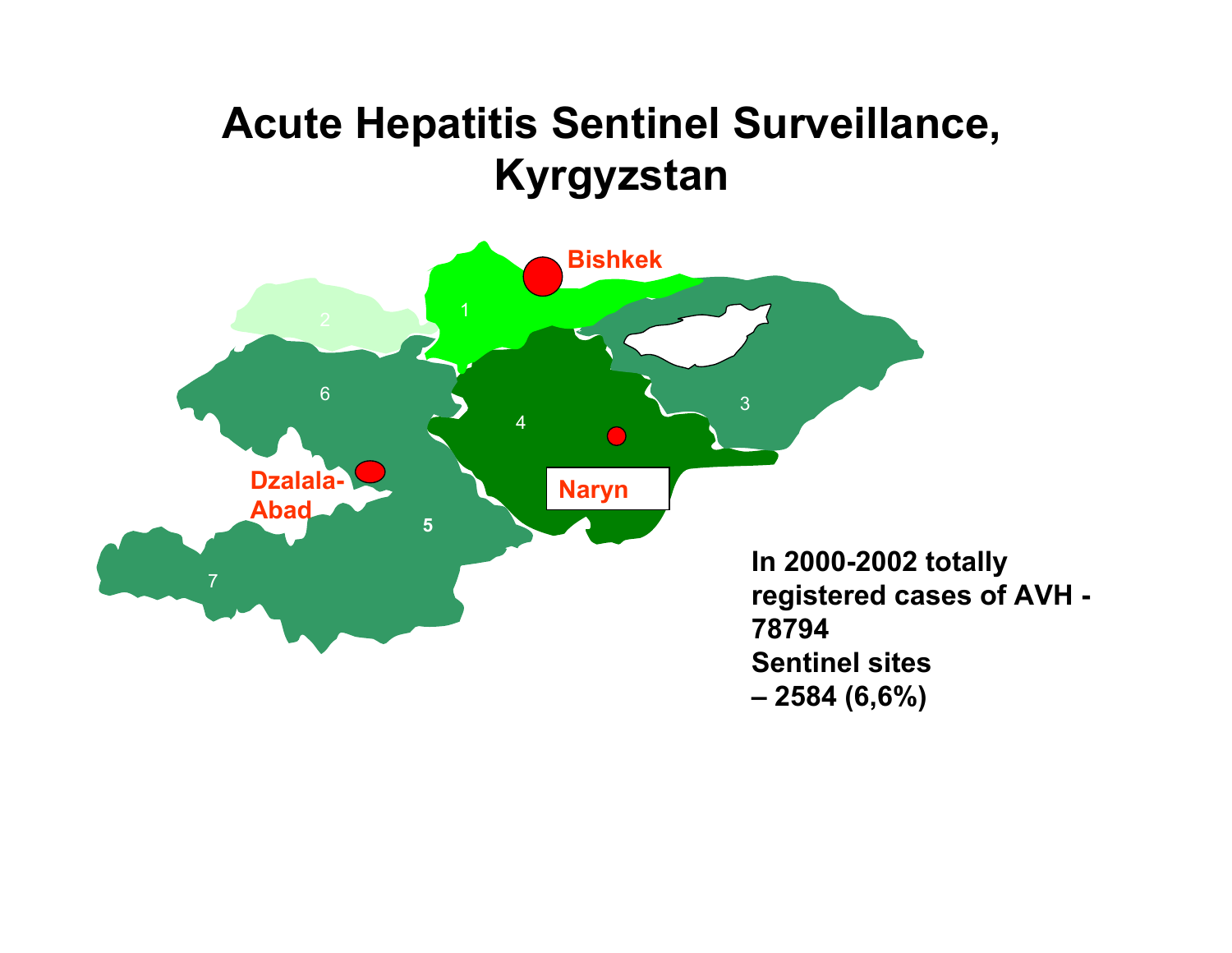# Acute Hepatitis Sentinel Surveillance, Kyrgyzstan

Bishkek

Naryn

Dzalala-Abad

1 2 3 4 5 6 7

**In 2000-2002 totally registered cases of AVH - 78794**
**Sentinel sites – 2584 (6,6%)**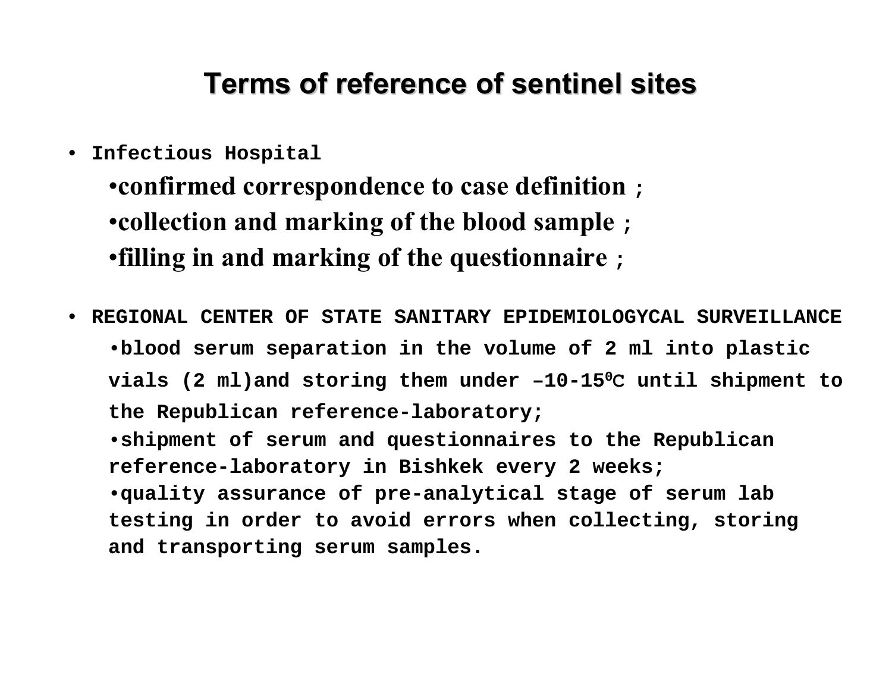# Terms of reference of sentinel sites

- **Infectious Hospital**
  - **confirmed correspondence to case definition ;**
  - **collection and marking of the blood sample ;**
  - **filling in and marking of the questionnaire ;**

- **REGIONAL CENTER OF STATE SANITARY EPIDEMIOLOGYCAL SURVEILLANCE**
  - **blood serum separation in the volume of 2 ml into plastic vials (2 ml)and storing them under –10-15$^0$C until shipment to the Republican reference-laboratory;**
  - **shipment of serum and questionnaires to the Republican reference-laboratory in Bishkek every 2 weeks;**
  - **quality assurance of pre-analytical stage of serum lab testing in order to avoid errors when collecting, storing and transporting serum samples.**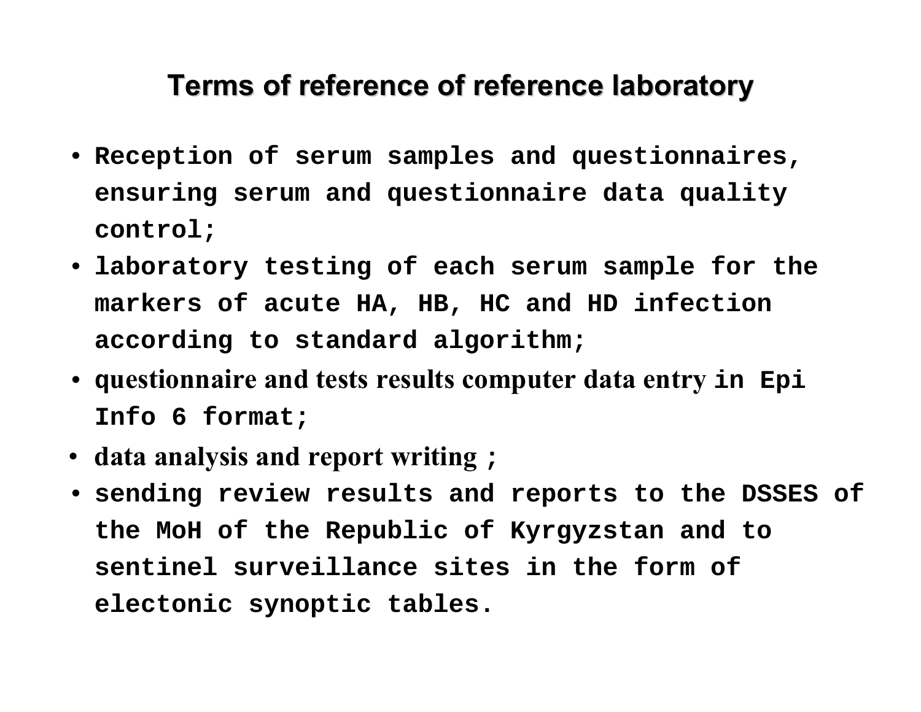# Terms of reference of reference laboratory

- Reception of serum samples and questionnaires, ensuring serum and questionnaire data quality control;
- laboratory testing of each serum sample for the markers of acute HA, HB, HC and HD infection according to standard algorithm;
- questionnaire and tests results computer data entry in Epi Info 6 format;
- data analysis and report writing ;
- sending review results and reports to the DSSES of the MoH of the Republic of Kyrgyzstan and to sentinel surveillance sites in the form of electonic synoptic tables.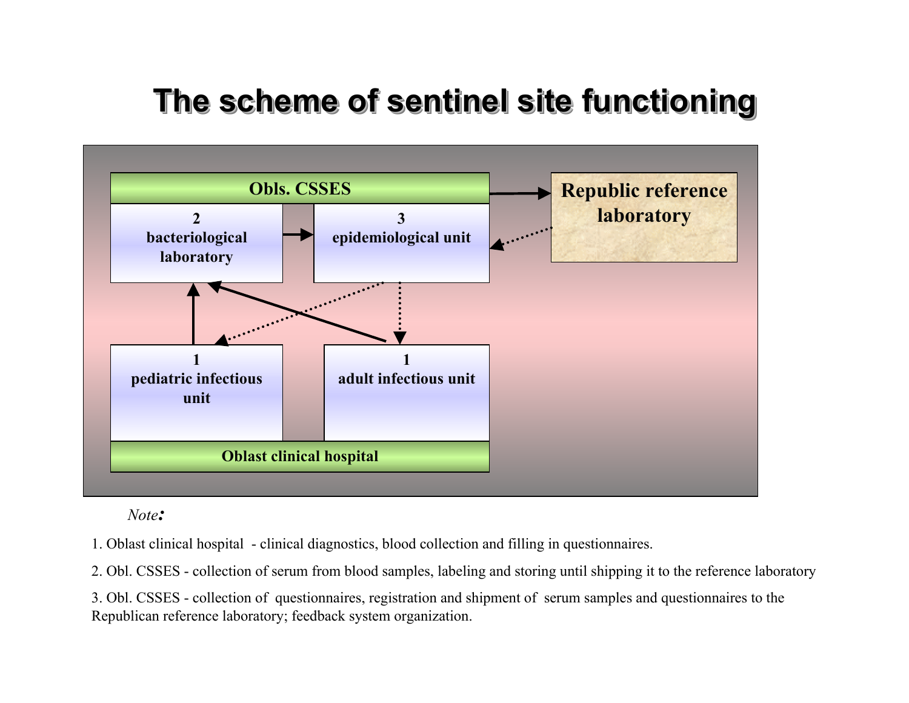# The scheme of sentinel site functioning

Obls. CSSES

2
bacteriological laboratory

3
epidemiological unit

Republic reference laboratory

1
pediatric infectious unit

1
adult infectious unit

Oblast clinical hospital

*Note:*

1. Oblast clinical hospital - clinical diagnostics, blood collection and filling in questionnaires.

2. Obl. CSSES - collection of serum from blood samples, labeling and storing until shipping it to the reference laboratory

3. Obl. CSSES - collection of questionnaires, registration and shipment of serum samples and questionnaires to the Republican reference laboratory; feedback system organization.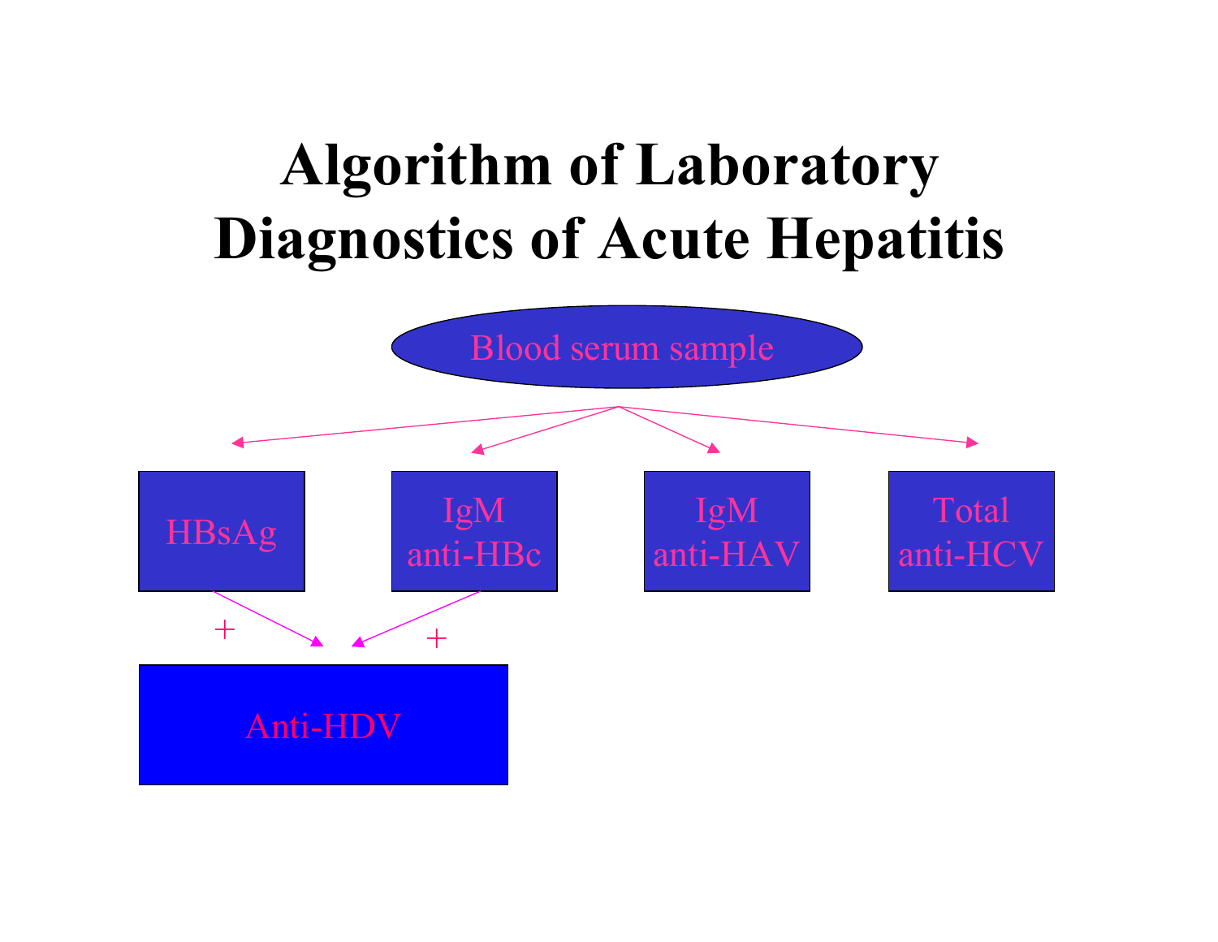# Algorithm of Laboratory Diagnostics of Acute Hepatitis

Blood serum sample

- HBsAg
- IgM anti-HBc
- IgM anti-HAV
- Total anti-HCV

HBsAg + / IgM anti-HBc + → Anti-HDV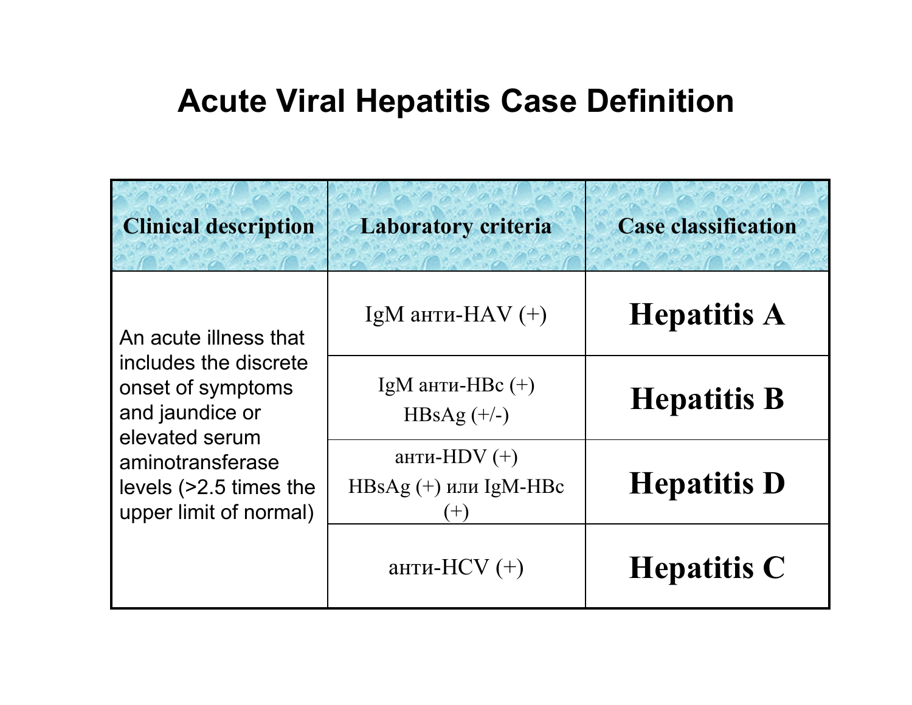# Acute Viral Hepatitis Case Definition

| Clinical description | Laboratory criteria | Case classification |
|---|---|---|
| An acute illness that includes the discrete onset of symptoms and jaundice or elevated serum aminotransferase levels (>2.5 times the upper limit of normal) | IgM анти-HAV (+) | **Hepatitis A** |
| | IgM анти-HBc (+) HBsAg (+/-) | **Hepatitis B** |
| | анти-HDV (+) HBsAg (+) или IgM-HBc (+) | **Hepatitis D** |
| | анти-HCV (+) | **Hepatitis C** |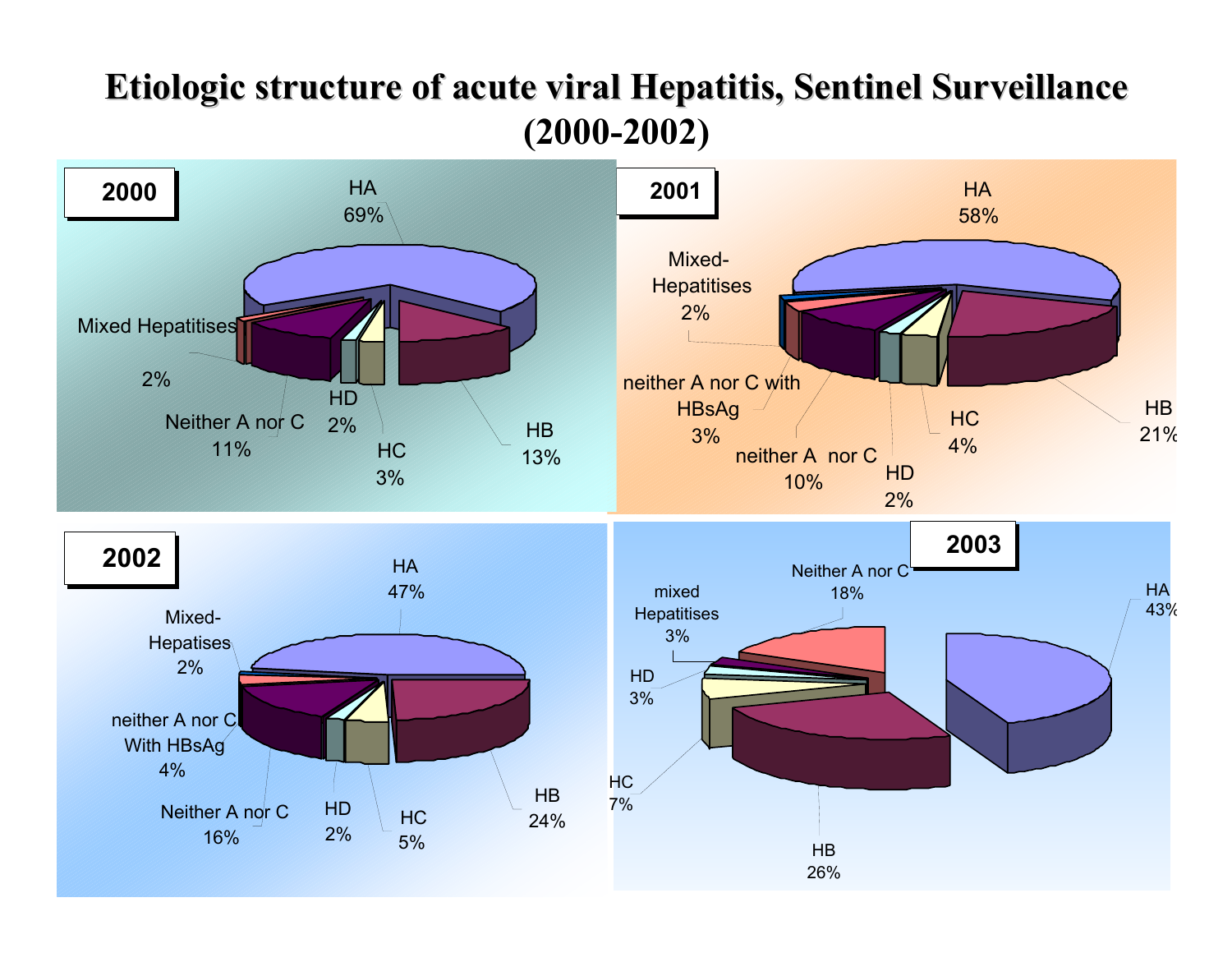# Etiologic structure of acute viral Hepatitis, Sentinel Surveillance (2000-2002)

**2000**

HA 69%

Mixed Hepatitises 2%

Neither A nor C 11%

HD 2%

HC 3%

HB 13%

**2001**

HA 58%

Mixed-Hepatitises 2%

neither A nor C with HBsAg 3%

neither A nor C 10%

HD 2%

HC 4%

HB 21%

**2002**

HA 47%

Mixed-Hepatises 2%

neither A nor C With HBsAg 4%

Neither A nor C 16%

HD 2%

HC 5%

HB 24%

**2003**

Neither A nor C 18%

mixed Hepatitises 3%

HD 3%

HC 7%

HB 26%

HA 43%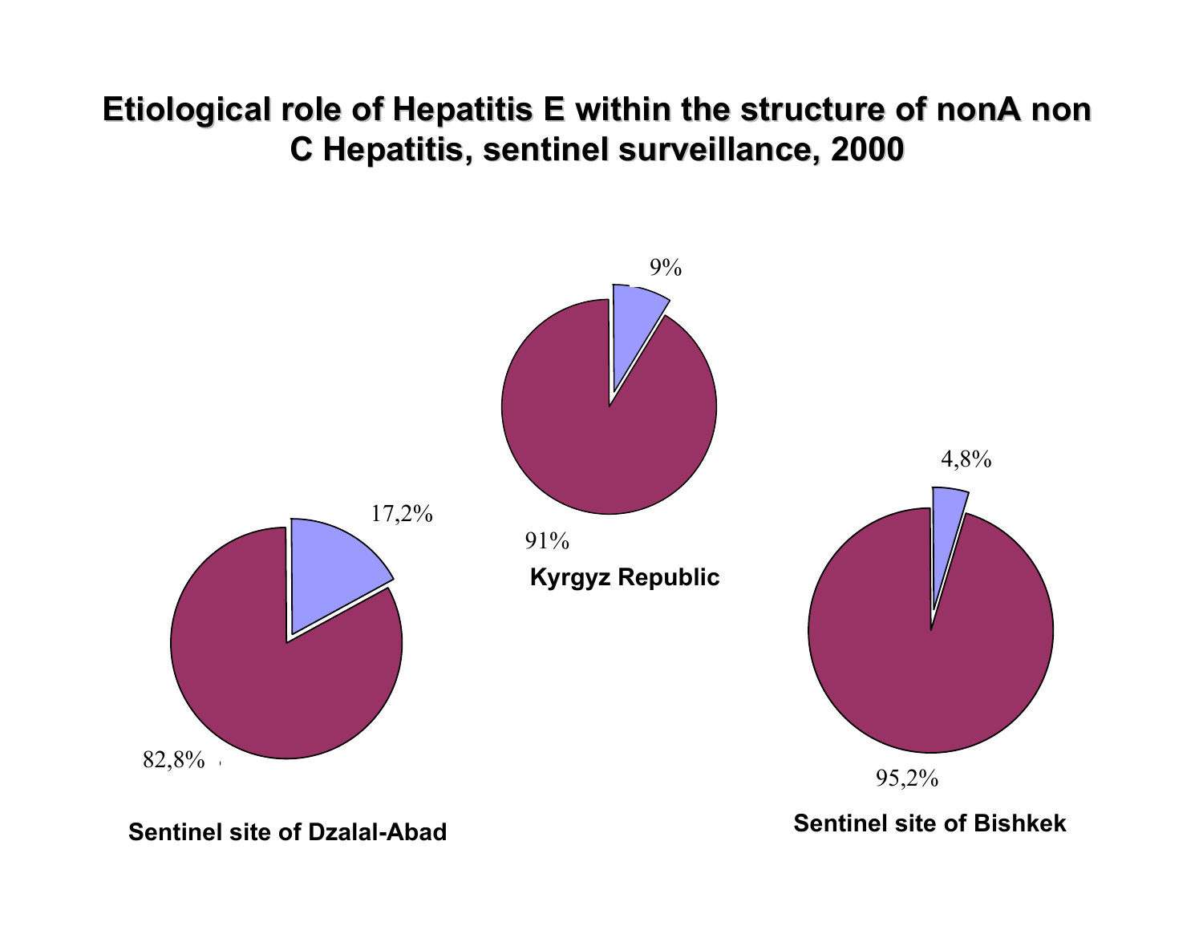# Etiological role of Hepatitis E within the structure of nonA non C Hepatitis, sentinel surveillance, 2000

9%

91%

**Kyrgyz Republic**

17,2%

82,8%

**Sentinel site of Dzalal-Abad**

4,8%

95,2%

**Sentinel site of Bishkek**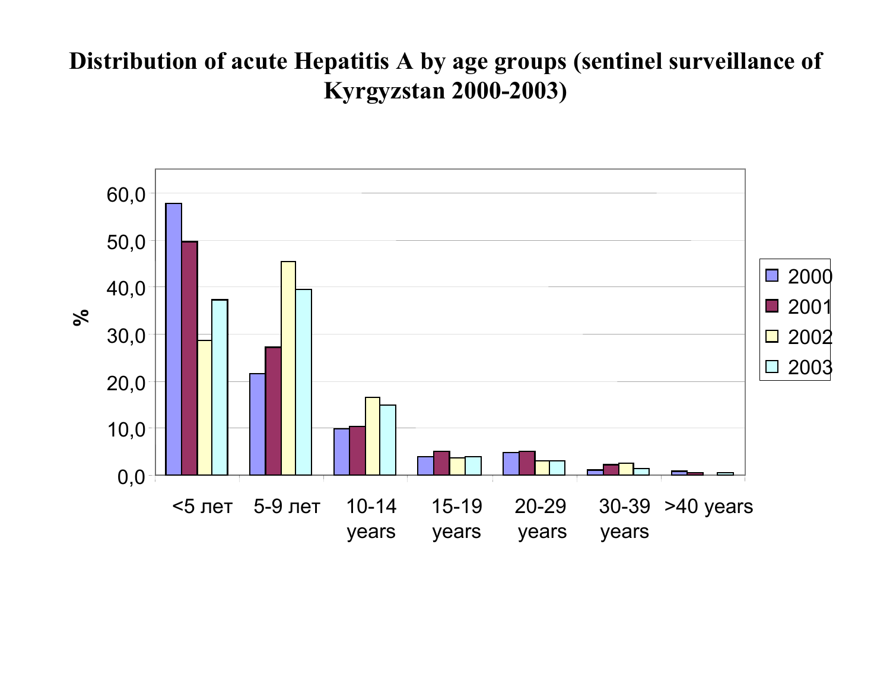# Distribution of acute Hepatitis A by age groups (sentinel surveillance of Kyrgyzstan 2000-2003)

%

60,0
50,0
40,0
30,0
20,0
10,0
0,0

<5 лет | 5-9 лет | 10-14 years | 15-19 years | 20-29 years | 30-39 years | >40 years

2000
2001
2002
2003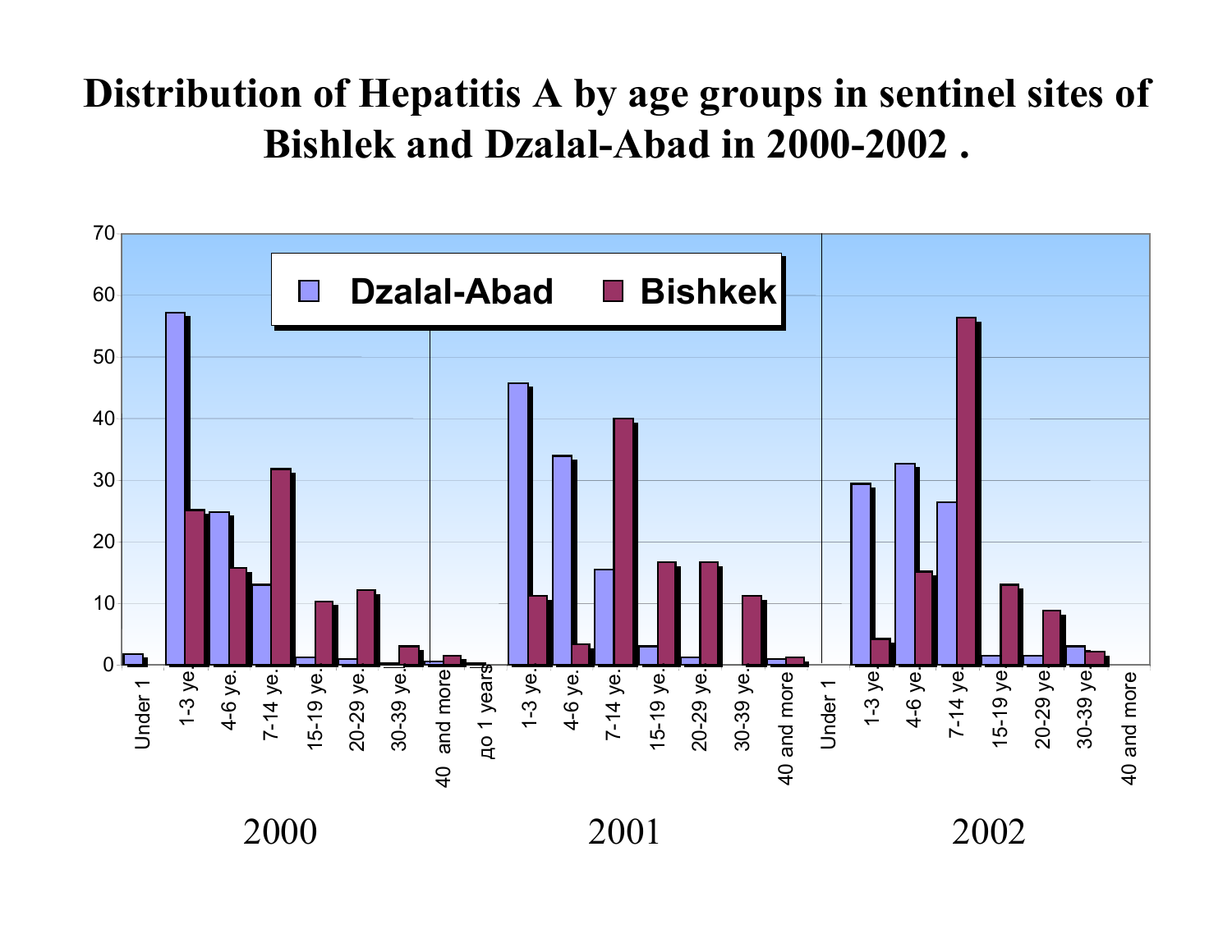# Distribution of Hepatitis A by age groups in sentinel sites of Bishlek and Dzalal-Abad in 2000-2002 .

70
60
50
40
30
20
10
0

Dzalal-Abad Bishkek

Under 1 | 1-3 ye. | 4-6 ye. | 7-14 ye. | 15-19 ye. | 20-29 ye. | 30-39 ye. | 40 and more | до 1 years | 1-3 ye. | 4-6 ye. | 7-14 ye. | 15-19 ye. | 20-29 ye. | 30-39 ye. | 40 and more | Under 1 | 1-3 ye. | 4-6 ye. | 7-14 ye. | 15-19 ye | 20-29 ye | 30-39 ye. | 40 and more

2000 2001 2002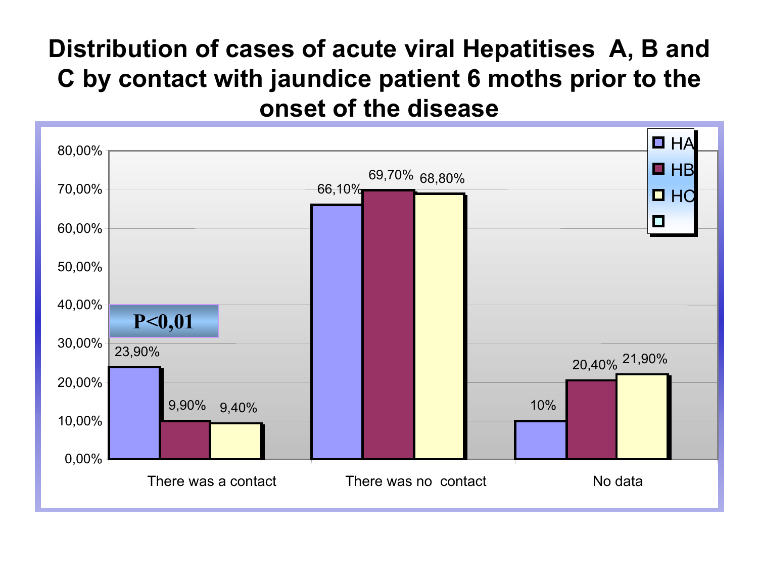# Distribution of cases of acute viral Hepatitises A, B and C by contact with jaundice patient 6 moths prior to the onset of the disease

| | HA | HB | HC |
|---|---|---|---|
| There was a contact | 23,90% | 9,90% | 9,40% |
| There was no contact | 66,10% | 69,70% | 68,80% |
| No data | 10% | 20,40% | 21,90% |

P<0,01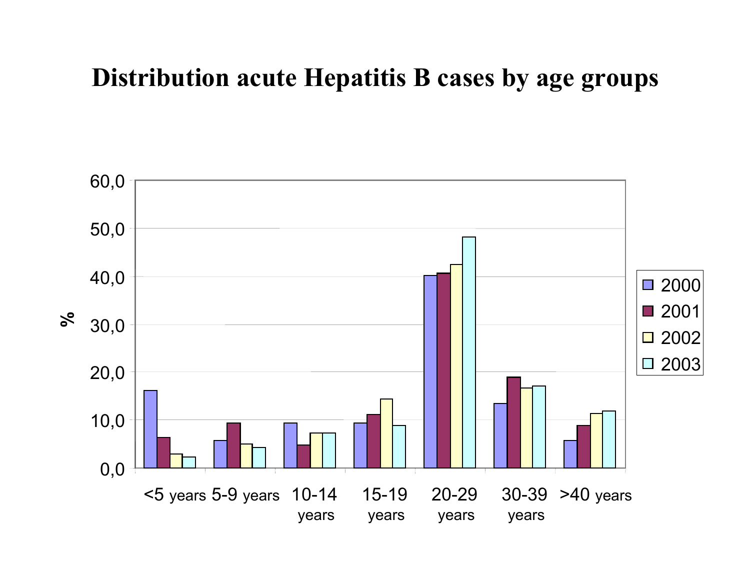# Distribution acute Hepatitis B cases by age groups

| Age group | 2000 | 2001 | 2002 | 2003 |
|---|---|---|---|---|
| <5 years | 16,2 | 6,4 | 2,9 | 2,3 |
| 5-9 years | 5,8 | 9,4 | 5,0 | 4,3 |
| 10-14 years | 9,4 | 4,8 | 7,3 | 7,3 |
| 15-19 years | 9,4 | 11,2 | 14,4 | 8,9 |
| 20-29 years | 40,2 | 40,7 | 42,5 | 48,2 |
| 30-39 years | 13,5 | 19,0 | 16,7 | 17,1 |
| >40 years | 5,8 | 8,9 | 11,4 | 11,9 |

*Values estimated from the bar chart (y-axis: %).*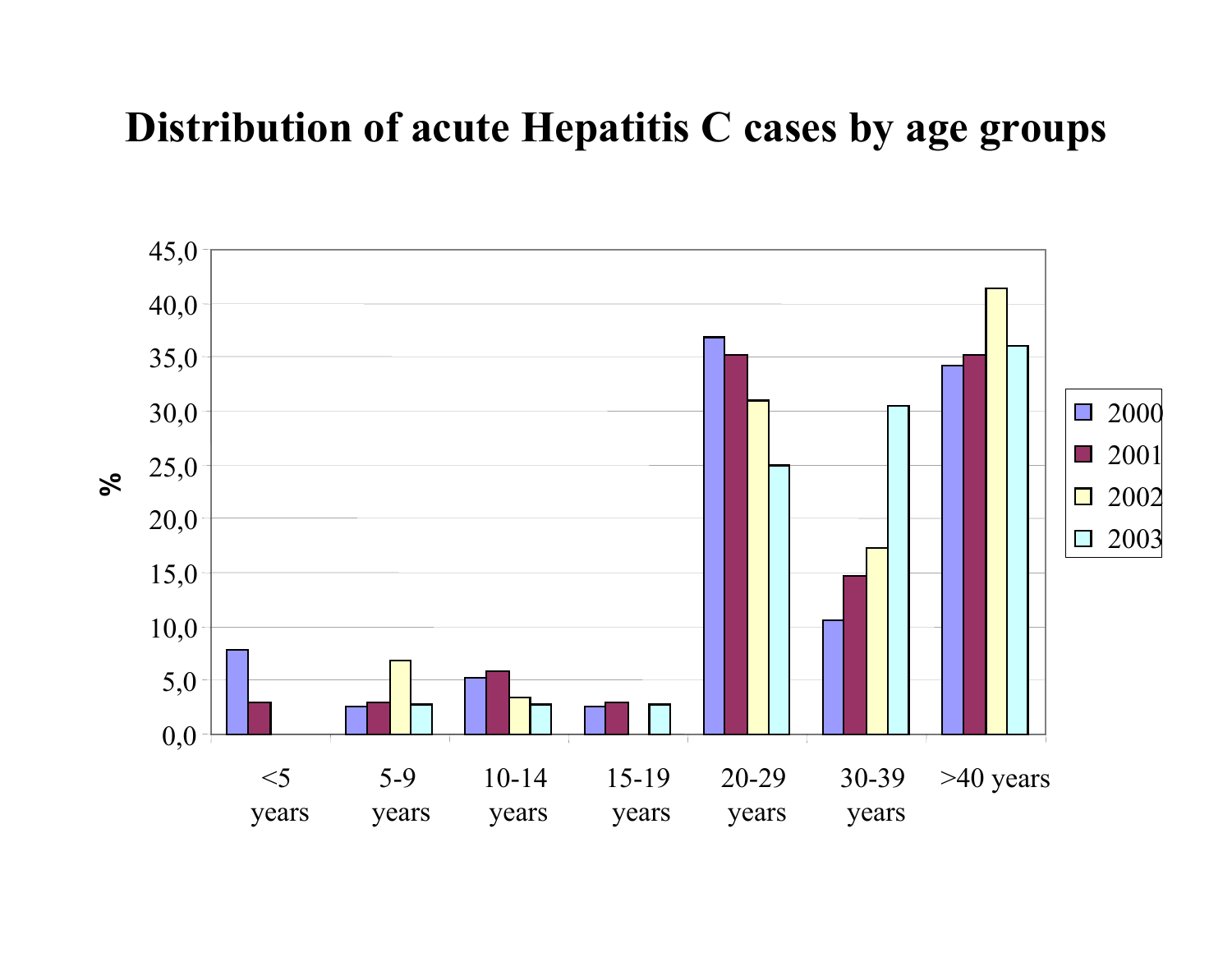# Distribution of acute Hepatitis C cases by age groups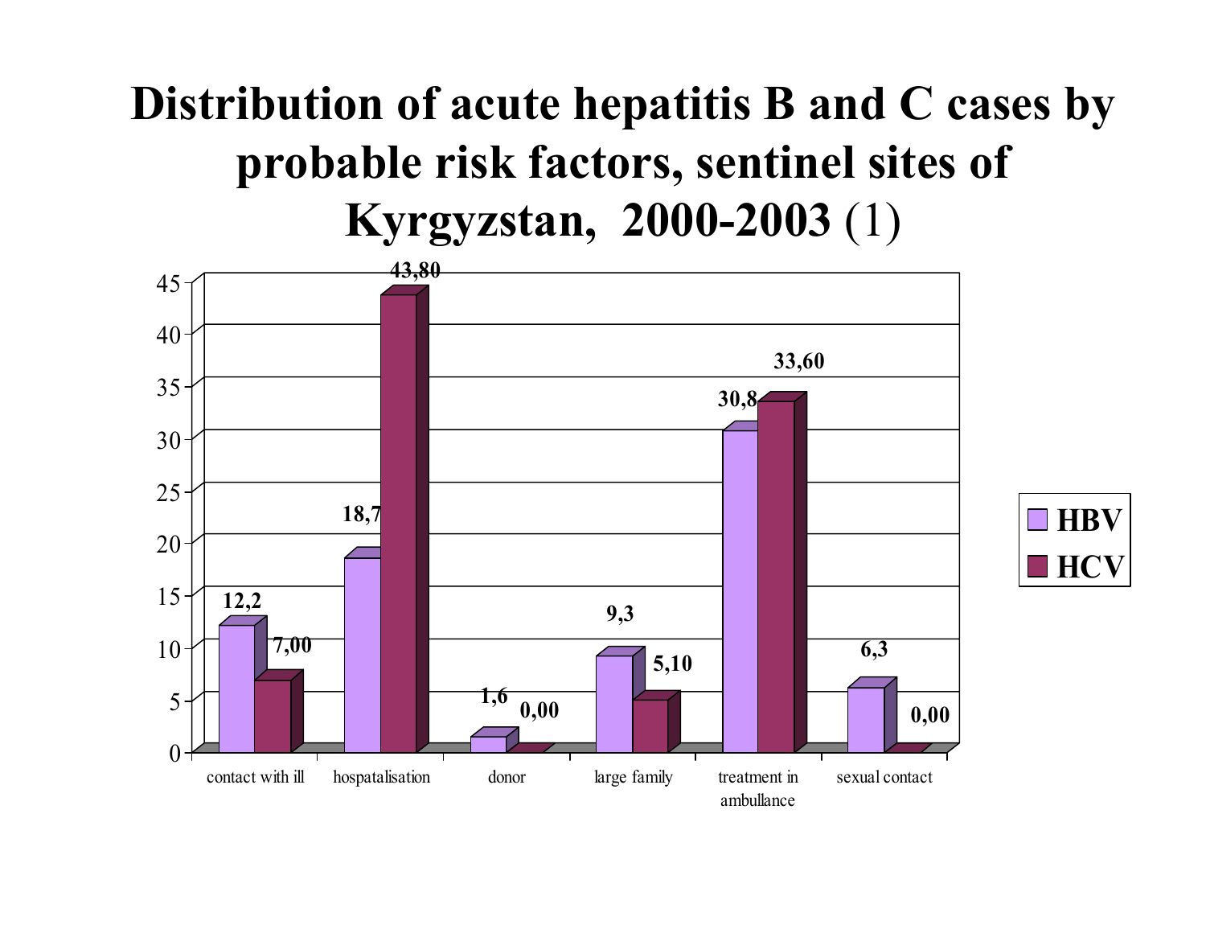# Distribution of acute hepatitis B and C cases by probable risk factors, sentinel sites of Kyrgyzstan, 2000-2003 (1)

| Risk factor | HBV | HCV |
|---|---|---|
| contact with ill | 12,2 | 7,00 |
| hospatalisation | 18,7 | 43,80 |
| donor | 1,6 | 0,00 |
| large family | 9,3 | 5,10 |
| treatment in ambullance | 30,8 | 33,60 |
| sexual contact | 6,3 | 0,00 |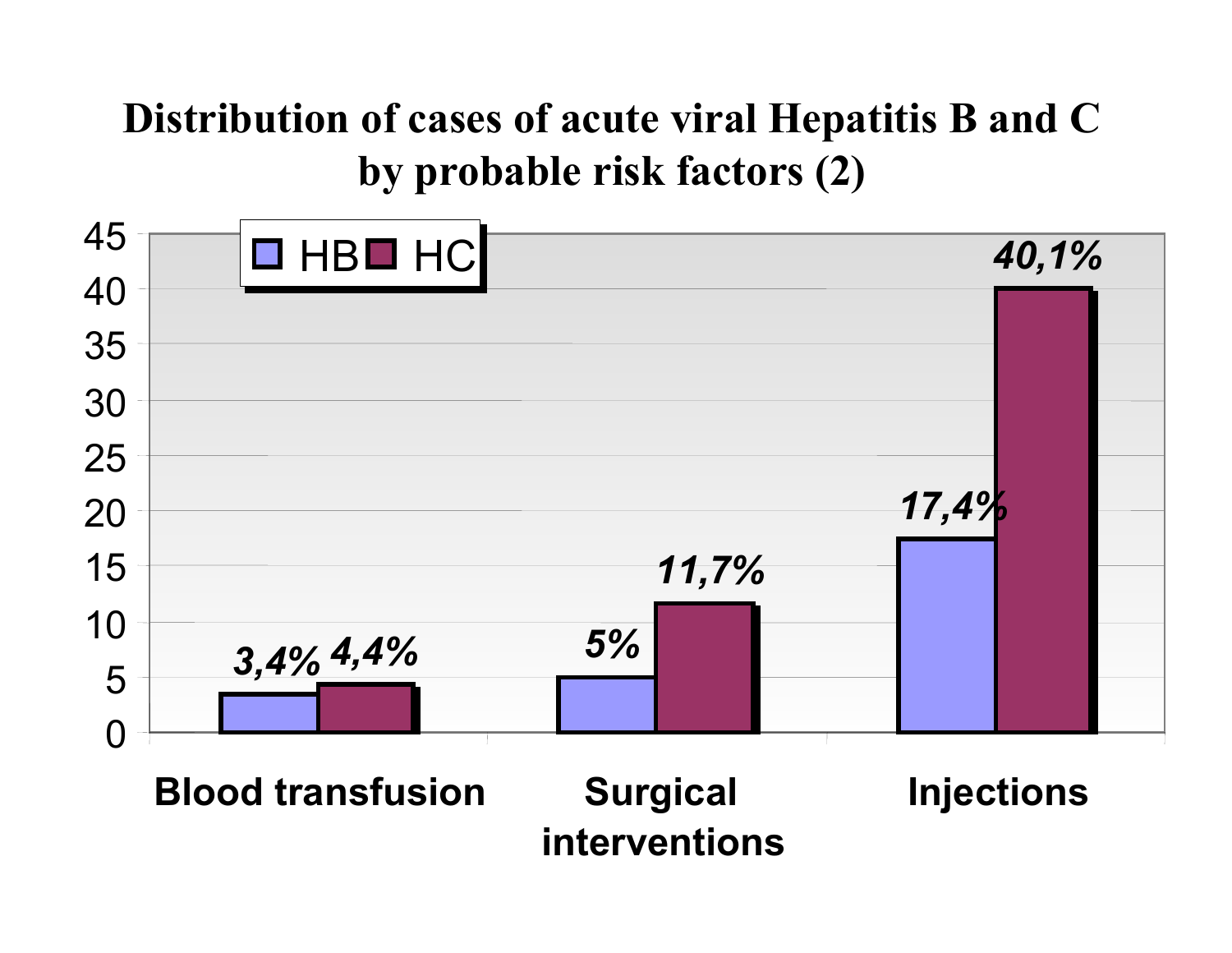# Distribution of cases of acute viral Hepatitis B and C by probable risk factors (2)

| Risk factor | HB | HC |
|---|---|---|
| Blood transfusion | 3,4% | 4,4% |
| Surgical interventions | 5% | 11,7% |
| Injections | 17,4% | 40,1% |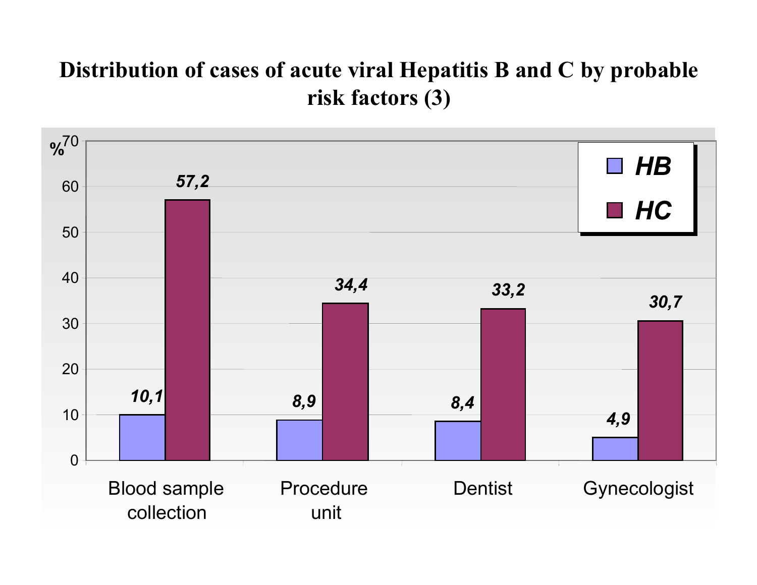# Distribution of cases of acute viral Hepatitis B and C by probable risk factors (3)

| % | HB | HC |
|---|---|---|
| Blood sample collection | 10,1 | 57,2 |
| Procedure unit | 8,9 | 34,4 |
| Dentist | 8,4 | 33,2 |
| Gynecologist | 4,9 | 30,7 |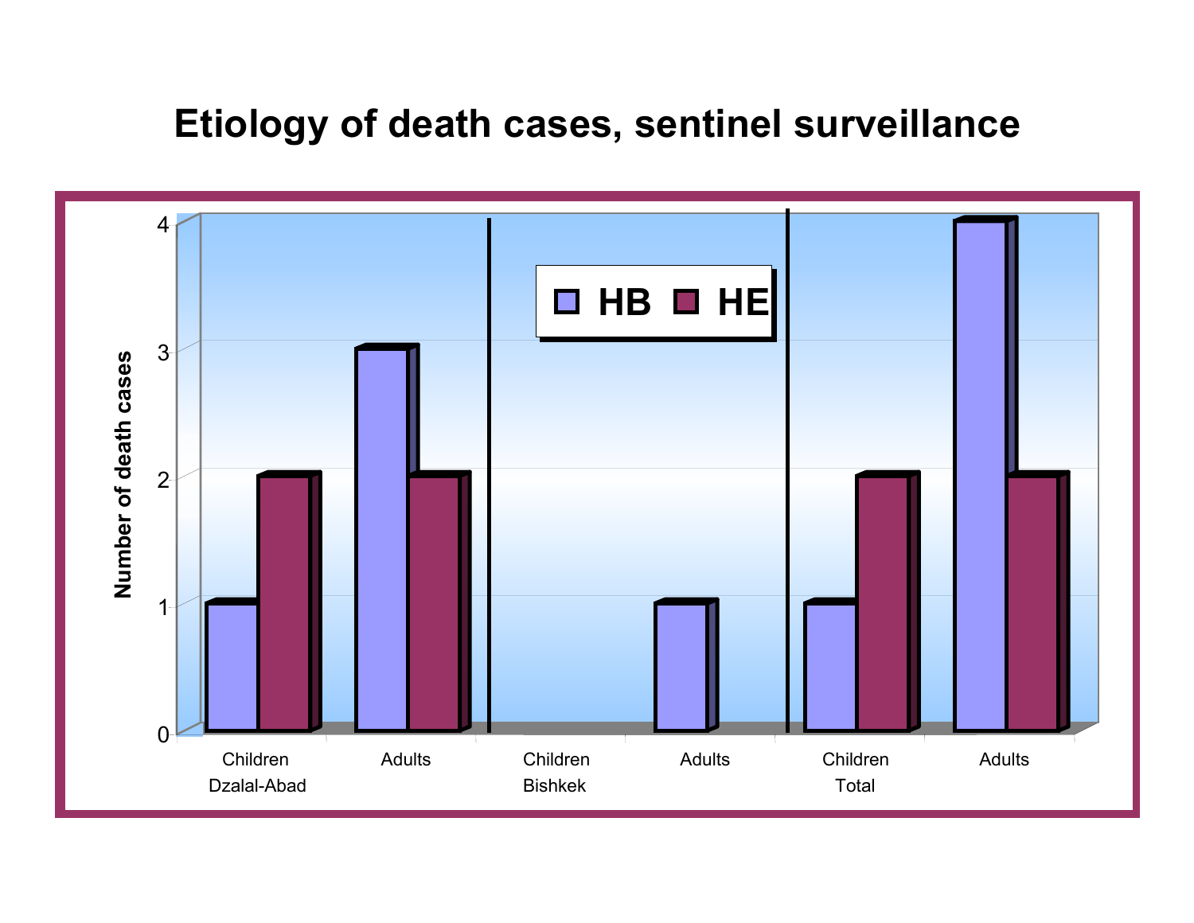# Etiology of death cases, sentinel surveillance

| | | HB | HE |
|---|---|---|---|
| Dzalal-Abad | Children | 1 | 2 |
| | Adults | 3 | 2 |
| Bishkek | Children | 0 | 0 |
| | Adults | 1 | 0 |
| Total | Children | 1 | 2 |
| | Adults | 4 | 2 |

Number of death cases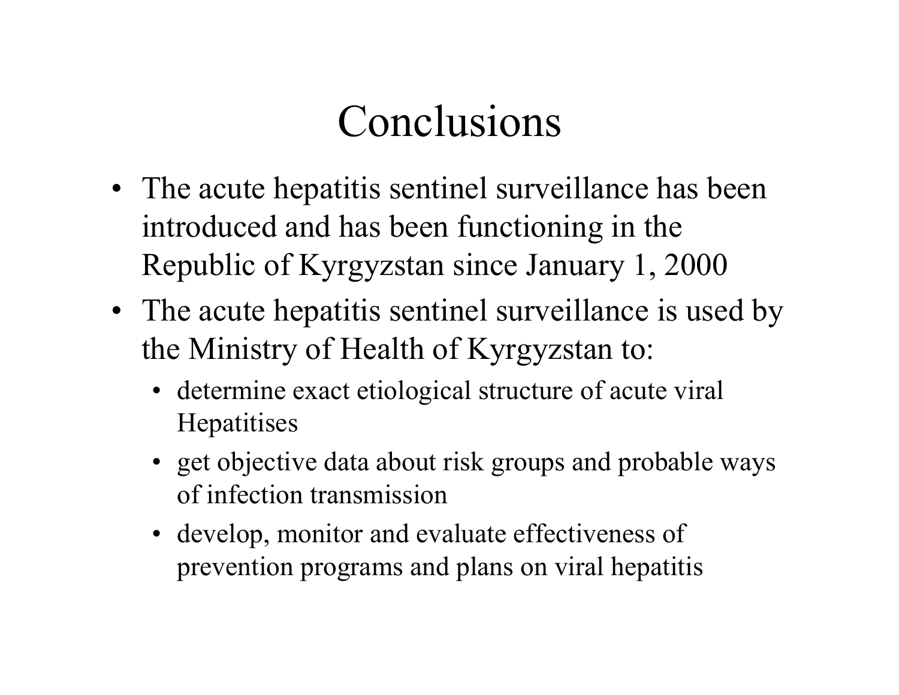# Conclusions

- The acute hepatitis sentinel surveillance has been introduced and has been functioning in the Republic of Kyrgyzstan since January 1, 2000
- The acute hepatitis sentinel surveillance is used by the Ministry of Health of Kyrgyzstan to:
  - determine exact etiological structure of acute viral Hepatitises
  - get objective data about risk groups and probable ways of infection transmission
  - develop, monitor and evaluate effectiveness of prevention programs and plans on viral hepatitis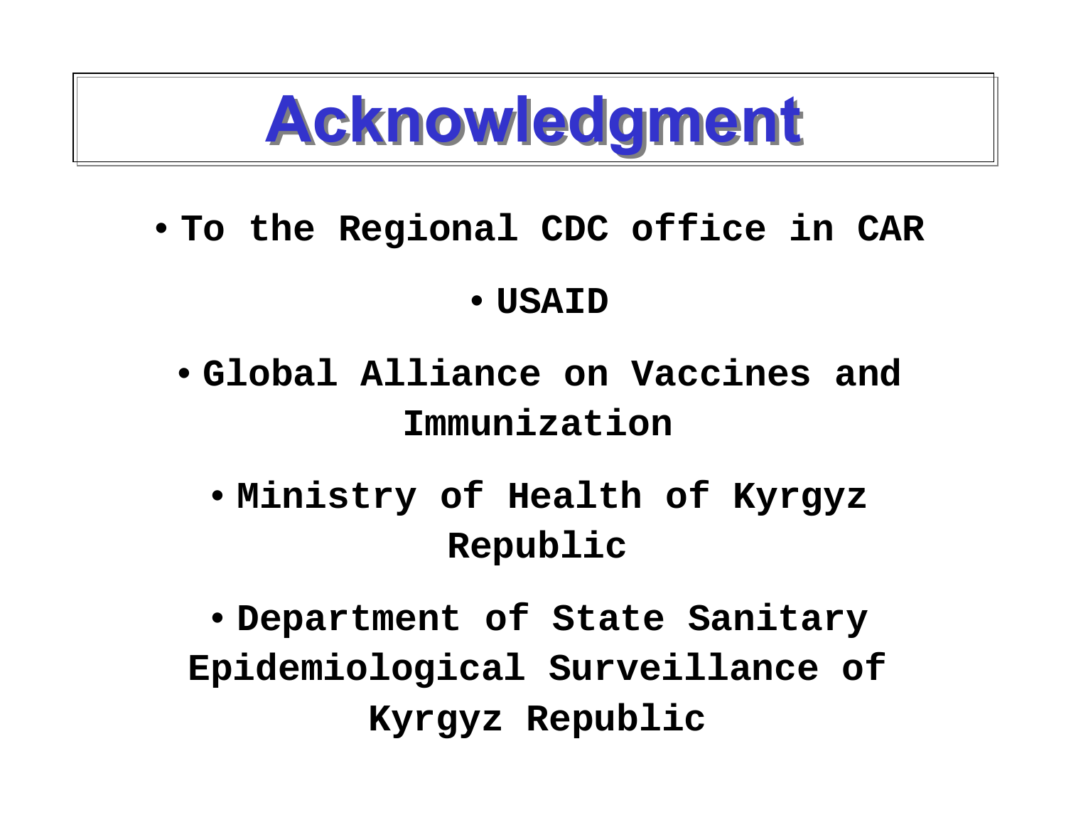# Acknowledgment

- **To the Regional CDC office in CAR**
- **USAID**
- **Global Alliance on Vaccines and Immunization**
- **Ministry of Health of Kyrgyz Republic**
- **Department of State Sanitary Epidemiological Surveillance of Kyrgyz Republic**